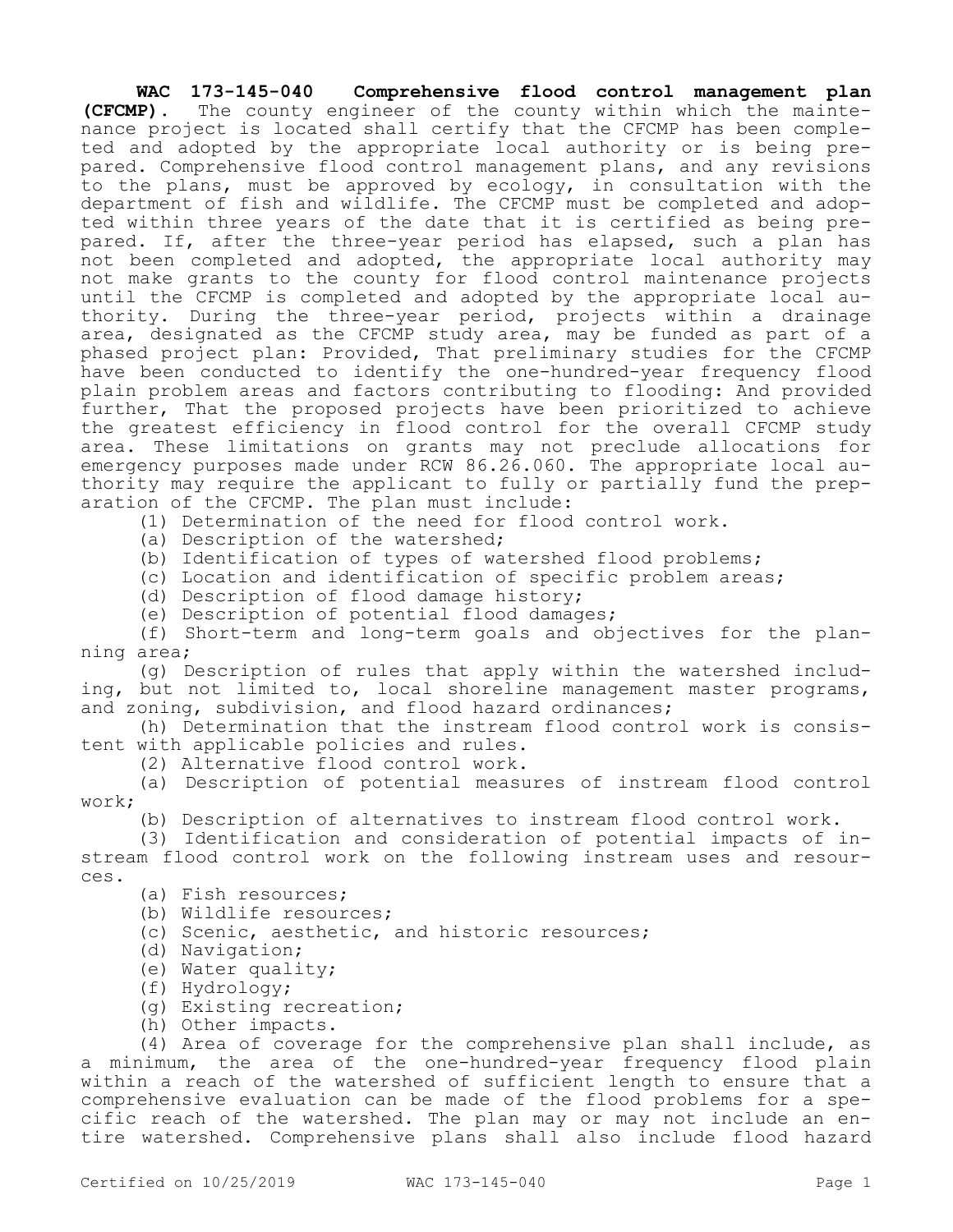**WAC 173-145-040 Comprehensive flood control management plan (CFCMP).** The county engineer of the county within which the maintenance project is located shall certify that the CFCMP has been completed and adopted by the appropriate local authority or is being prepared. Comprehensive flood control management plans, and any revisions to the plans, must be approved by ecology, in consultation with the department of fish and wildlife. The CFCMP must be completed and adopted within three years of the date that it is certified as being prepared. If, after the three-year period has elapsed, such a plan has not been completed and adopted, the appropriate local authority may not make grants to the county for flood control maintenance projects until the CFCMP is completed and adopted by the appropriate local authority. During the three-year period, projects within a drainage area, designated as the CFCMP study area, may be funded as part of a phased project plan: Provided, That preliminary studies for the CFCMP have been conducted to identify the one-hundred-year frequency flood plain problem areas and factors contributing to flooding: And provided further, That the proposed projects have been prioritized to achieve the greatest efficiency in flood control for the overall CFCMP study area. These limitations on grants may not preclude allocations for emergency purposes made under RCW 86.26.060. The appropriate local authority may require the applicant to fully or partially fund the preparation of the CFCMP. The plan must include:

(1) Determination of the need for flood control work.

(a) Description of the watershed;

(b) Identification of types of watershed flood problems;

(c) Location and identification of specific problem areas;

(d) Description of flood damage history;

(e) Description of potential flood damages;

(f) Short-term and long-term goals and objectives for the planning area;

(g) Description of rules that apply within the watershed including, but not limited to, local shoreline management master programs, and zoning, subdivision, and flood hazard ordinances;

(h) Determination that the instream flood control work is consistent with applicable policies and rules.

(2) Alternative flood control work.

(a) Description of potential measures of instream flood control work;

(b) Description of alternatives to instream flood control work.

(3) Identification and consideration of potential impacts of instream flood control work on the following instream uses and resources.

(a) Fish resources;

(b) Wildlife resources;

(c) Scenic, aesthetic, and historic resources;

(d) Navigation;

(e) Water quality;

(f) Hydrology;

(g) Existing recreation;

(h) Other impacts.

(4) Area of coverage for the comprehensive plan shall include, as a minimum, the area of the one-hundred-year frequency flood plain within a reach of the watershed of sufficient length to ensure that a comprehensive evaluation can be made of the flood problems for a specific reach of the watershed. The plan may or may not include an entire watershed. Comprehensive plans shall also include flood hazard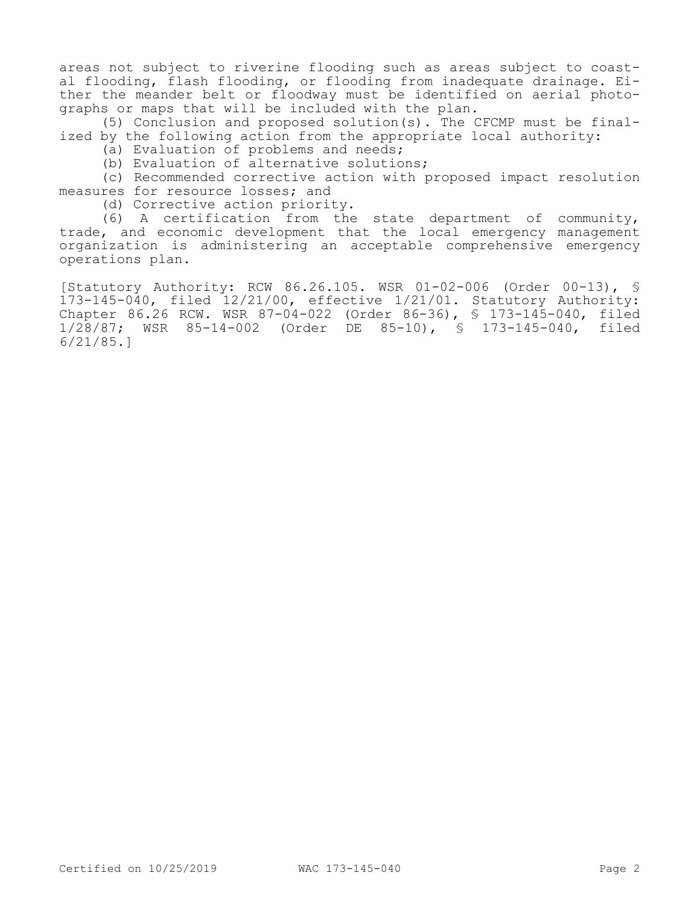areas not subject to riverine flooding such as areas subject to coastal flooding, flash flooding, or flooding from inadequate drainage. Either the meander belt or floodway must be identified on aerial photographs or maps that will be included with the plan.

(5) Conclusion and proposed solution(s). The CFCMP must be finalized by the following action from the appropriate local authority:

(a) Evaluation of problems and needs;

(b) Evaluation of alternative solutions;

(c) Recommended corrective action with proposed impact resolution measures for resource losses; and

(d) Corrective action priority.

(6) A certification from the state department of community, trade, and economic development that the local emergency management organization is administering an acceptable comprehensive emergency operations plan.

[Statutory Authority: RCW 86.26.105. WSR 01-02-006 (Order 00-13), § 173-145-040, filed 12/21/00, effective 1/21/01. Statutory Authority: Chapter 86.26 RCW. WSR 87-04-022 (Order 86-36), § 173-145-040, filed 1/28/87; WSR 85-14-002 (Order DE 85-10), § 173-145-040, filed 6/21/85.]